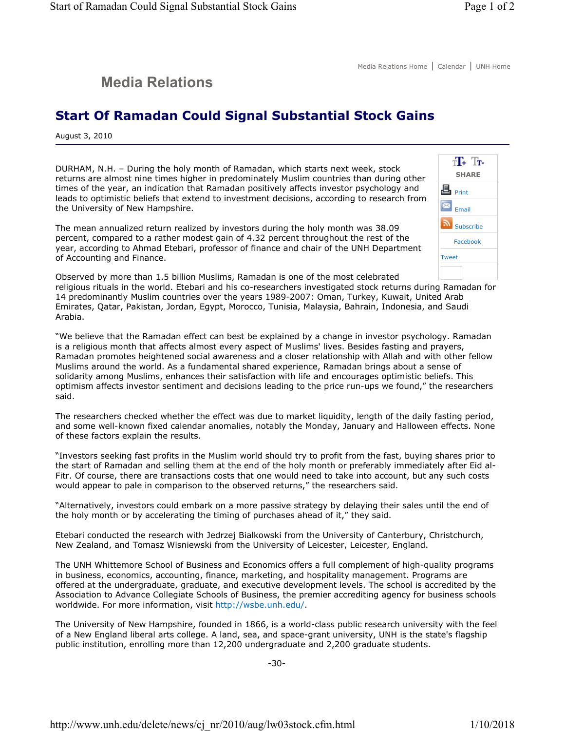## Media Relations

# Start Of Ramadan Could Signal Substantial Stock Gains

August 3, 2010

DURHAM, N.H. – During the holy month of Ramadan, which starts next week, stock returns are almost nine times higher in predominately Muslim countries than during other times of the year, an indication that Ramadan positively affects investor psychology and leads to optimistic beliefs that extend to investment decisions, according to research from the University of New Hampshire.

The mean annualized return realized by investors during the holy month was 38.09 percent, compared to a rather modest gain of 4.32 percent throughout the rest of the year, according to Ahmad Etebari, professor of finance and chair of the UNH Department of Accounting and Finance.

Observed by more than 1.5 billion Muslims, Ramadan is one of the most celebrated religious rituals in the world. Etebari and his co-researchers investigated stock returns during Ramadan for 14 predominantly Muslim countries over the years 1989-2007: Oman, Turkey, Kuwait, United Arab Emirates, Qatar, Pakistan, Jordan, Egypt, Morocco, Tunisia, Malaysia, Bahrain, Indonesia, and Saudi Arabia.

"We believe that the Ramadan effect can best be explained by a change in investor psychology. Ramadan is a religious month that affects almost every aspect of Muslims' lives. Besides fasting and prayers, Ramadan promotes heightened social awareness and a closer relationship with Allah and with other fellow Muslims around the world. As a fundamental shared experience, Ramadan brings about a sense of solidarity among Muslims, enhances their satisfaction with life and encourages optimistic beliefs. This optimism affects investor sentiment and decisions leading to the price run-ups we found," the researchers said.

The researchers checked whether the effect was due to market liquidity, length of the daily fasting period, and some well-known fixed calendar anomalies, notably the Monday, January and Halloween effects. None of these factors explain the results.

"Investors seeking fast profits in the Muslim world should try to profit from the fast, buying shares prior to the start of Ramadan and selling them at the end of the holy month or preferably immediately after Eid al-Fitr. Of course, there are transactions costs that one would need to take into account, but any such costs would appear to pale in comparison to the observed returns," the researchers said.

"Alternatively, investors could embark on a more passive strategy by delaying their sales until the end of the holy month or by accelerating the timing of purchases ahead of it," they said.

Etebari conducted the research with Jedrzej Bialkowski from the University of Canterbury, Christchurch, New Zealand, and Tomasz Wisniewski from the University of Leicester, Leicester, England.

The UNH Whittemore School of Business and Economics offers a full complement of high-quality programs in business, economics, accounting, finance, marketing, and hospitality management. Programs are offered at the undergraduate, graduate, and executive development levels. The school is accredited by the Association to Advance Collegiate Schools of Business, the premier accrediting agency for business schools worldwide. For more information, visit http://wsbe.unh.edu/.

The University of New Hampshire, founded in 1866, is a world-class public research university with the feel of a New England liberal arts college. A land, sea, and space-grant university, UNH is the state's flagship public institution, enrolling more than 12,200 undergraduate and 2,200 graduate students.

-30-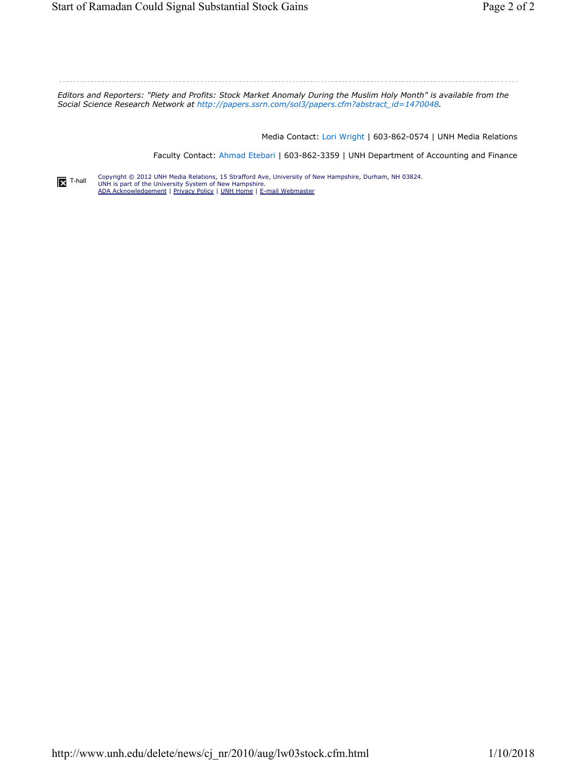---

*Editors and Reporters: "Piety and Profits: Stock Market Anomaly During the Muslim Holy Month" is available from the Social Science Research Network at http://papers.ssrn.com/sol3/papers.cfm?abstract_id=1470048.*

Media Contact: Lori Wright | 603-862-0574 | UNH Media Relations

Faculty Contact: Ahmad Etebari | 603-862-3359 | UNH Department of Accounting and Finance

T-hall

Copyright © 2012 UNH Media Relations, 15 Strafford Ave, University of New Hampshire, Durham, NH 03824.
UNH is part of the University System of New Hampshire.
ADA Acknowledgement | Privacy Policy | UNH Home | E-mail Webmaster